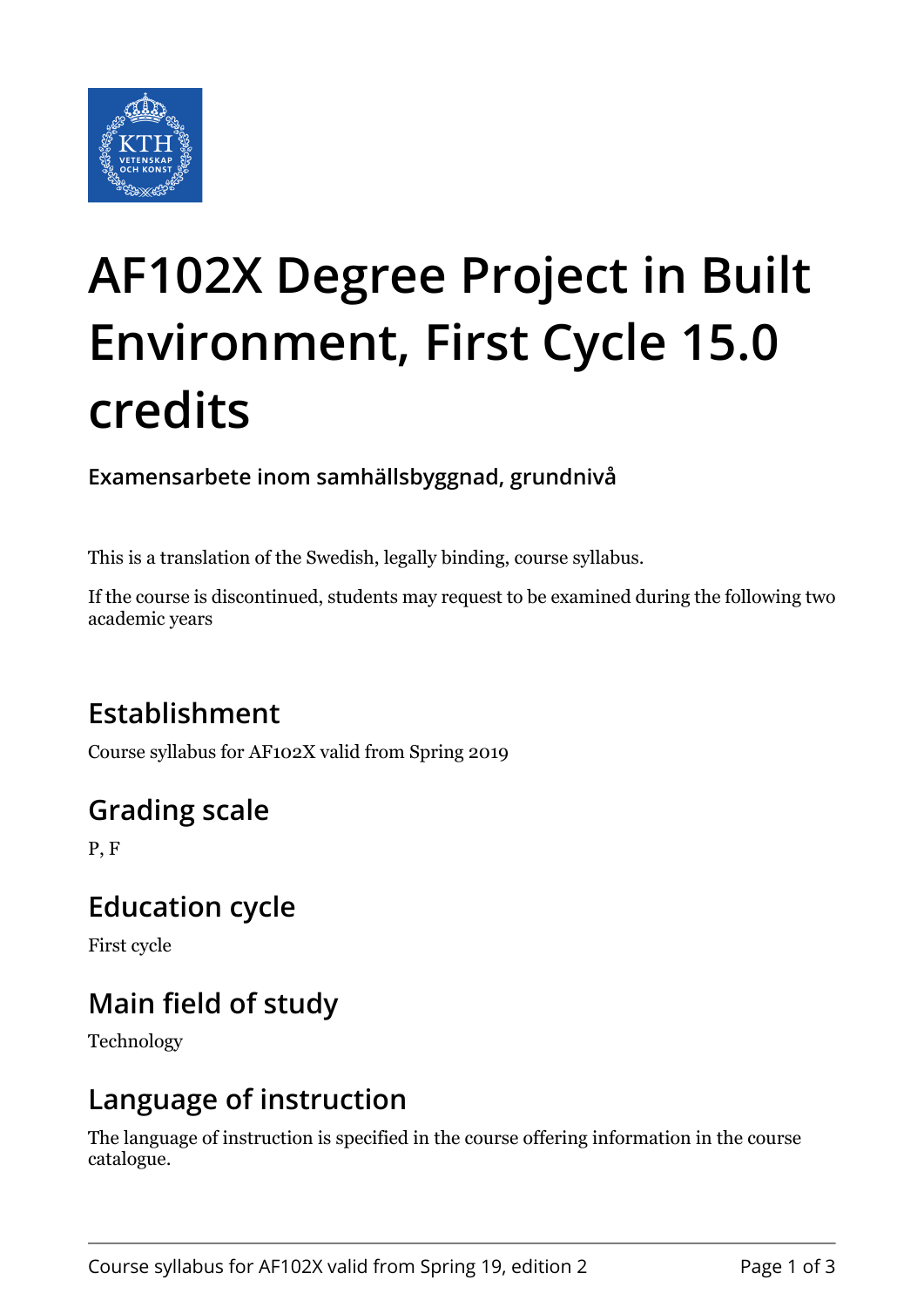# AF102X Degree Project in Built Environment, First Cycle 15.0 credits

**Examensarbete inom samhällsbyggnad, grundnivå**

This is a translation of the Swedish, legally binding, course syllabus.

If the course is discontinued, students may request to be examined during the following two academic years

## Establishment

Course syllabus for AF102X valid from Spring 2019

## Grading scale

P, F

## Education cycle

First cycle

## Main field of study

Technology

## Language of instruction

The language of instruction is specified in the course offering information in the course catalogue.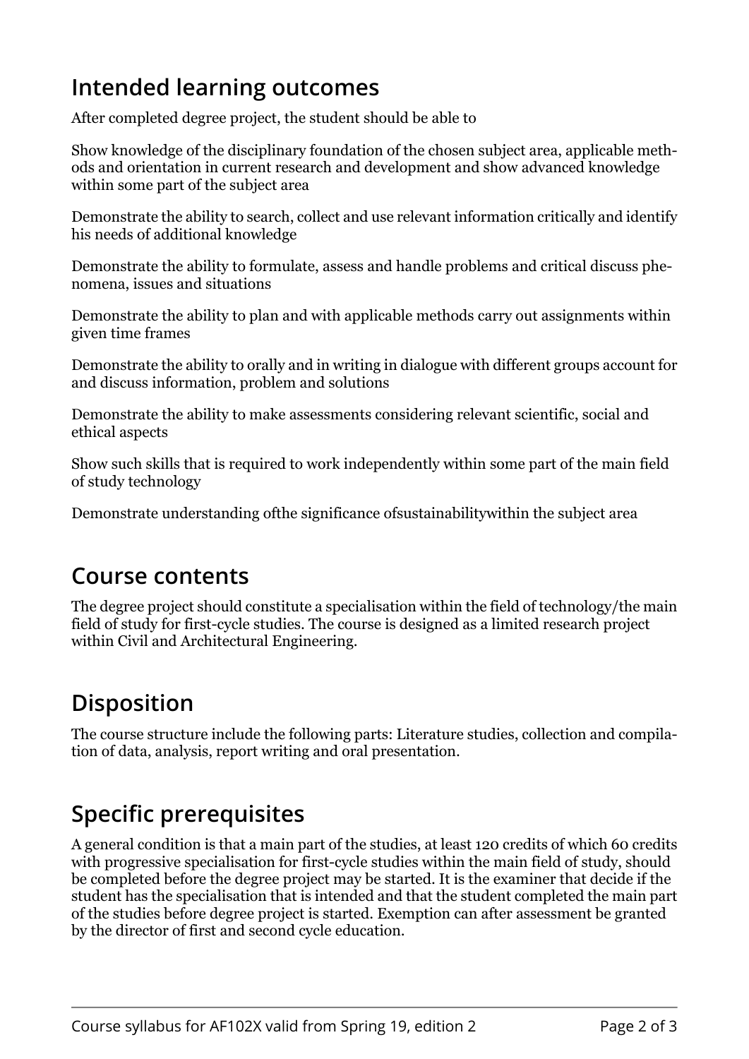## Intended learning outcomes

After completed degree project, the student should be able to

Show knowledge of the disciplinary foundation of the chosen subject area, applicable methods and orientation in current research and development and show advanced knowledge within some part of the subject area

Demonstrate the ability to search, collect and use relevant information critically and identify his needs of additional knowledge

Demonstrate the ability to formulate, assess and handle problems and critical discuss phenomena, issues and situations

Demonstrate the ability to plan and with applicable methods carry out assignments within given time frames

Demonstrate the ability to orally and in writing in dialogue with different groups account for and discuss information, problem and solutions

Demonstrate the ability to make assessments considering relevant scientific, social and ethical aspects

Show such skills that is required to work independently within some part of the main field of study technology

Demonstrate understanding ofthe significance ofsustainabilitywithin the subject area

## Course contents

The degree project should constitute a specialisation within the field of technology/the main field of study for first-cycle studies. The course is designed as a limited research project within Civil and Architectural Engineering.

## Disposition

The course structure include the following parts: Literature studies, collection and compilation of data, analysis, report writing and oral presentation.

## Specific prerequisites

A general condition is that a main part of the studies, at least 120 credits of which 60 credits with progressive specialisation for first-cycle studies within the main field of study, should be completed before the degree project may be started. It is the examiner that decide if the student has the specialisation that is intended and that the student completed the main part of the studies before degree project is started. Exemption can after assessment be granted by the director of first and second cycle education.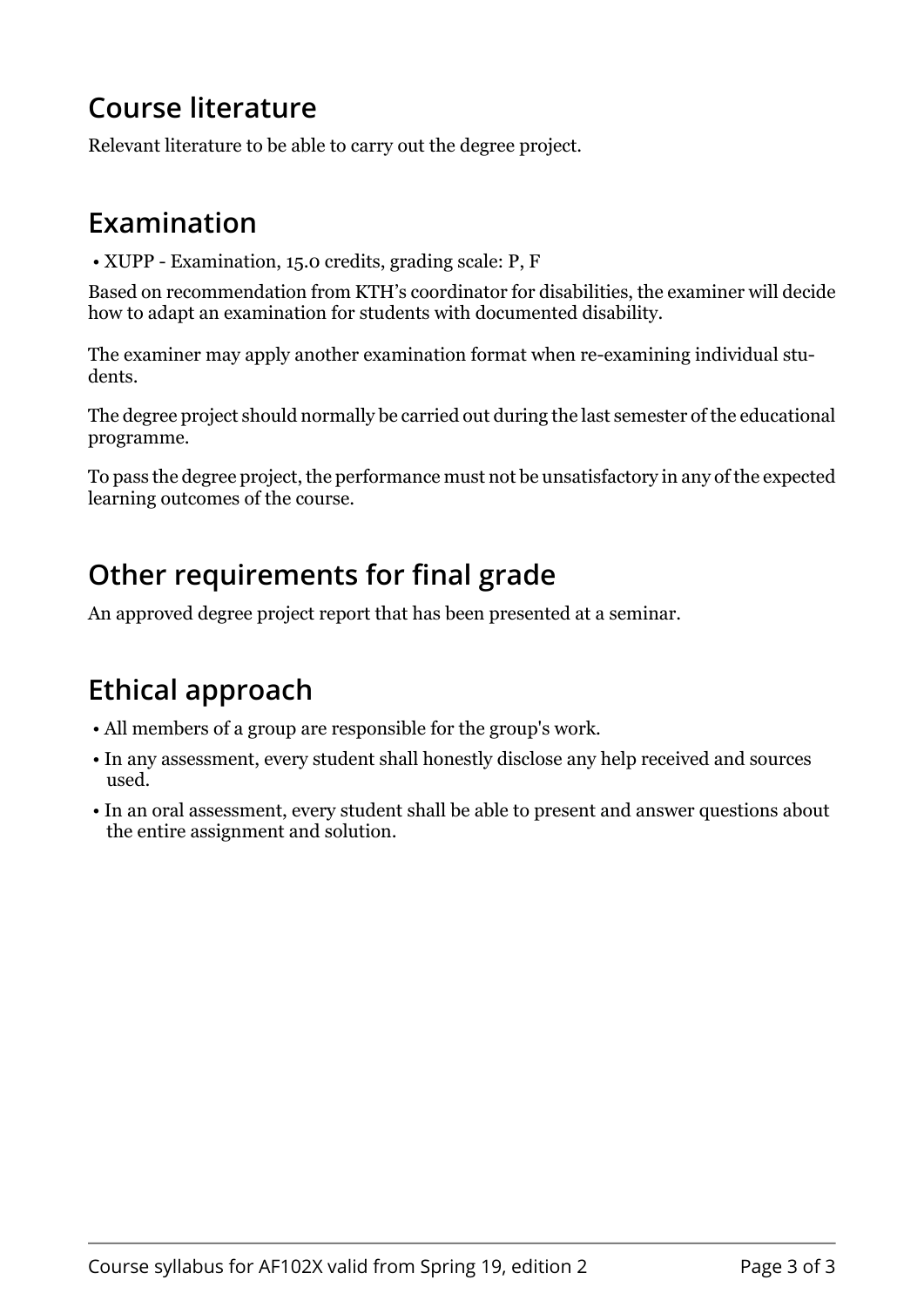## Course literature

Relevant literature to be able to carry out the degree project.

## Examination

- XUPP - Examination, 15.0 credits, grading scale: P, F

Based on recommendation from KTH's coordinator for disabilities, the examiner will decide how to adapt an examination for students with documented disability.

The examiner may apply another examination format when re-examining individual students.

The degree project should normally be carried out during the last semester of the educational programme.

To pass the degree project, the performance must not be unsatisfactory in any of the expected learning outcomes of the course.

## Other requirements for final grade

An approved degree project report that has been presented at a seminar.

## Ethical approach

- All members of a group are responsible for the group's work.
- In any assessment, every student shall honestly disclose any help received and sources used.
- In an oral assessment, every student shall be able to present and answer questions about the entire assignment and solution.